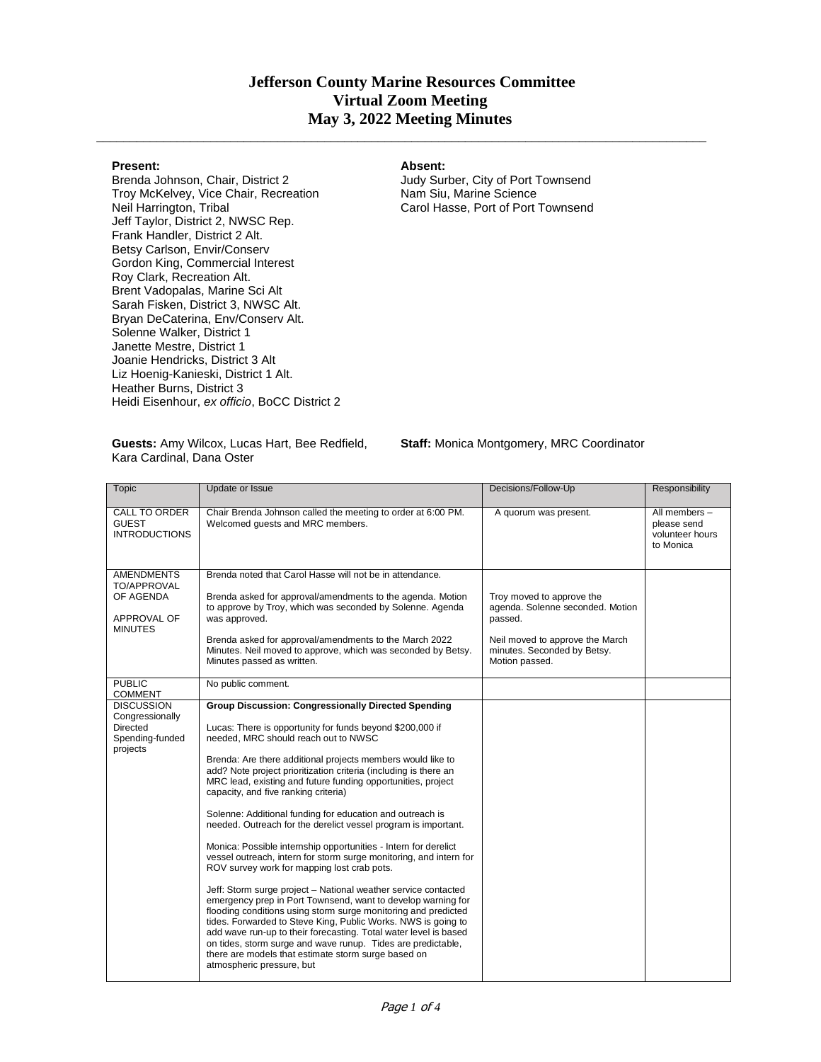# Jefferson County Marine Resources Committee
# Virtual Zoom Meeting
# May 3, 2022 Meeting Minutes

**Present:**
Brenda Johnson, Chair, District 2
Troy McKelvey, Vice Chair, Recreation
Neil Harrington, Tribal
Jeff Taylor, District 2, NWSC Rep.
Frank Handler, District 2 Alt.
Betsy Carlson, Envir/Conserv
Gordon King, Commercial Interest
Roy Clark, Recreation Alt.
Brent Vadopalas, Marine Sci Alt
Sarah Fisken, District 3, NWSC Alt.
Bryan DeCaterina, Env/Conserv Alt.
Solenne Walker, District 1
Janette Mestre, District 1
Joanie Hendricks, District 3 Alt
Liz Hoenig-Kanieski, District 1 Alt.
Heather Burns, District 3
Heidi Eisenhour, *ex officio*, BoCC District 2

**Absent:**
Judy Surber, City of Port Townsend
Nam Siu, Marine Science
Carol Hasse, Port of Port Townsend

**Guests:** Amy Wilcox, Lucas Hart, Bee Redfield, Kara Cardinal, Dana Oster

**Staff:** Monica Montgomery, MRC Coordinator

| Topic | Update or Issue | Decisions/Follow-Up | Responsibility |
|---|---|---|---|
| CALL TO ORDER GUEST INTRODUCTIONS | Chair Brenda Johnson called the meeting to order at 6:00 PM. Welcomed guests and MRC members. | A quorum was present. | All members – please send volunteer hours to Monica |
| AMENDMENTS TO/APPROVAL OF AGENDA<br><br>APPROVAL OF MINUTES | Brenda noted that Carol Hasse will not be in attendance.<br><br>Brenda asked for approval/amendments to the agenda. Motion to approve by Troy, which was seconded by Solenne. Agenda was approved.<br><br>Brenda asked for approval/amendments to the March 2022 Minutes. Neil moved to approve, which was seconded by Betsy. Minutes passed as written. | Troy moved to approve the agenda. Solenne seconded. Motion passed.<br><br>Neil moved to approve the March minutes. Seconded by Betsy. Motion passed. | |
| PUBLIC COMMENT | No public comment. | | |
| DISCUSSION Congressionally Directed Spending-funded projects | **Group Discussion: Congressionally Directed Spending**<br><br>Lucas: There is opportunity for funds beyond $200,000 if needed, MRC should reach out to NWSC<br><br>Brenda: Are there additional projects members would like to add? Note project prioritization criteria (including is there an MRC lead, existing and future funding opportunities, project capacity, and five ranking criteria)<br><br>Solenne: Additional funding for education and outreach is needed. Outreach for the derelict vessel program is important.<br><br>Monica: Possible internship opportunities - Intern for derelict vessel outreach, intern for storm surge monitoring, and intern for ROV survey work for mapping lost crab pots.<br><br>Jeff: Storm surge project – National weather service contacted emergency prep in Port Townsend, want to develop warning for flooding conditions using storm surge monitoring and predicted tides. Forwarded to Steve King, Public Works. NWS is going to add wave run-up to their forecasting. Total water level is based on tides, storm surge and wave runup. Tides are predictable, there are models that estimate storm surge based on atmospheric pressure, but | | |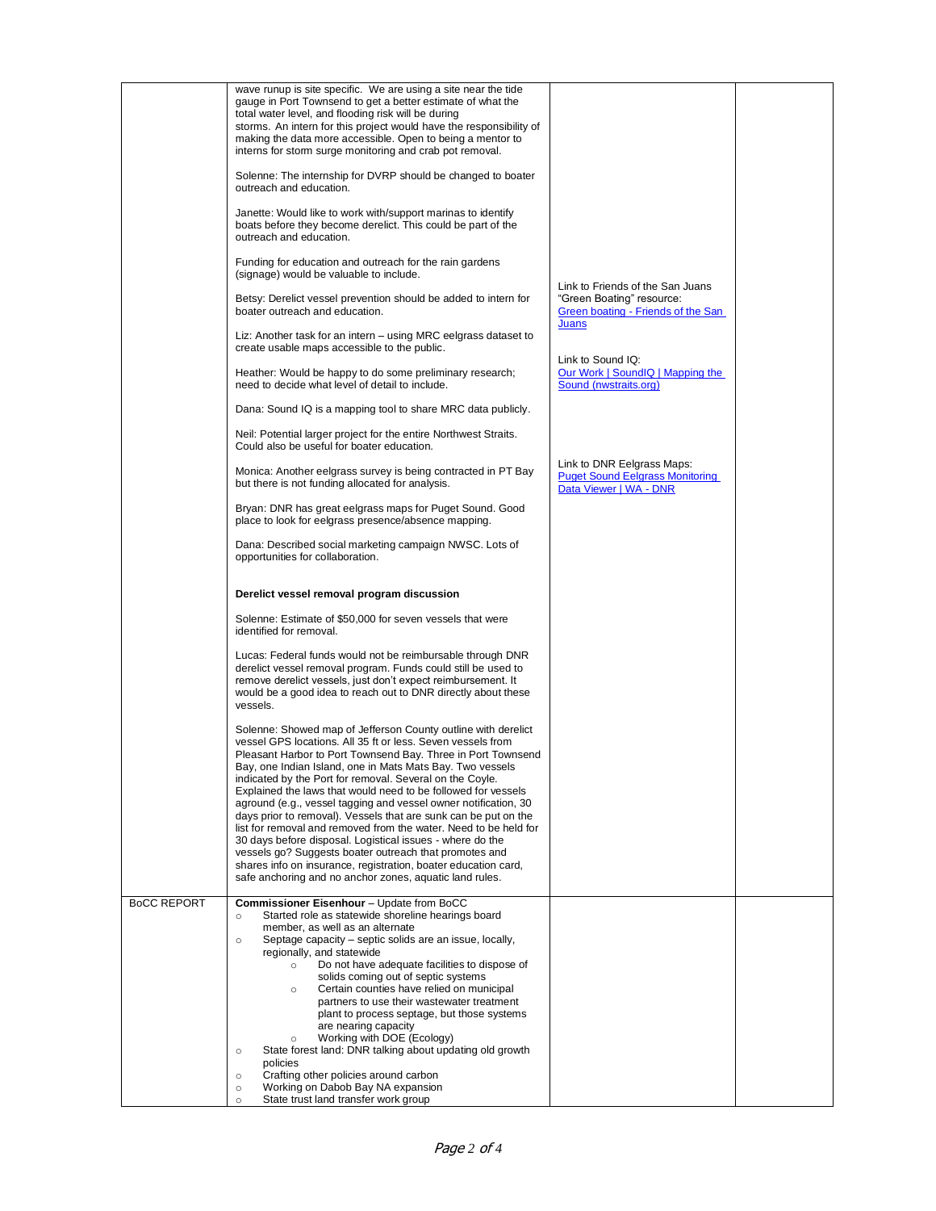| | | | |
|---|---|---|---|
| | wave runup is site specific. We are using a site near the tide gauge in Port Townsend to get a better estimate of what the total water level, and flooding risk will be during storms. An intern for this project would have the responsibility of making the data more accessible. Open to being a mentor to interns for storm surge monitoring and crab pot removal.<br><br>Solenne: The internship for DVRP should be changed to boater outreach and education.<br><br>Janette: Would like to work with/support marinas to identify boats before they become derelict. This could be part of the outreach and education.<br><br>Funding for education and outreach for the rain gardens (signage) would be valuable to include.<br><br>Betsy: Derelict vessel prevention should be added to intern for boater outreach and education.<br><br>Liz: Another task for an intern – using MRC eelgrass dataset to create usable maps accessible to the public.<br><br>Heather: Would be happy to do some preliminary research; need to decide what level of detail to include.<br><br>Dana: Sound IQ is a mapping tool to share MRC data publicly.<br><br>Neil: Potential larger project for the entire Northwest Straits. Could also be useful for boater education.<br><br>Monica: Another eelgrass survey is being contracted in PT Bay but there is not funding allocated for analysis.<br><br>Bryan: DNR has great eelgrass maps for Puget Sound. Good place to look for eelgrass presence/absence mapping.<br><br>Dana: Described social marketing campaign NWSC. Lots of opportunities for collaboration.<br><br>**Derelict vessel removal program discussion**<br><br>Solenne: Estimate of $50,000 for seven vessels that were identified for removal.<br><br>Lucas: Federal funds would not be reimbursable through DNR derelict vessel removal program. Funds could still be used to remove derelict vessels, just don't expect reimbursement. It would be a good idea to reach out to DNR directly about these vessels.<br><br>Solenne: Showed map of Jefferson County outline with derelict vessel GPS locations. All 35 ft or less. Seven vessels from Pleasant Harbor to Port Townsend Bay. Three in Port Townsend Bay, one Indian Island, one in Mats Mats Bay. Two vessels indicated by the Port for removal. Several on the Coyle. Explained the laws that would need to be followed for vessels aground (e.g., vessel tagging and vessel owner notification, 30 days prior to removal). Vessels that are sunk can be put on the list for removal and removed from the water. Need to be held for 30 days before disposal. Logistical issues - where do the vessels go? Suggests boater outreach that promotes and shares info on insurance, registration, boater education card, safe anchoring and no anchor zones, aquatic land rules. | Link to Friends of the San Juans "Green Boating" resource: [Green boating - Friends of the San Juans]<br><br>Link to Sound IQ: [Our Work \| SoundIQ \| Mapping the Sound (nwstraits.org)]<br><br>Link to DNR Eelgrass Maps: [Puget Sound Eelgrass Monitoring Data Viewer \| WA - DNR] | |
| BoCC REPORT | **Commissioner Eisenhour** – Update from BoCC<br>○ Started role as statewide shoreline hearings board member, as well as an alternate<br>○ Septage capacity – septic solids are an issue, locally, regionally, and statewide<br>&nbsp;&nbsp;&nbsp;&nbsp;○ Do not have adequate facilities to dispose of solids coming out of septic systems<br>&nbsp;&nbsp;&nbsp;&nbsp;○ Certain counties have relied on municipal partners to use their wastewater treatment plant to process septage, but those systems are nearing capacity<br>&nbsp;&nbsp;&nbsp;&nbsp;○ Working with DOE (Ecology)<br>○ State forest land: DNR talking about updating old growth policies<br>○ Crafting other policies around carbon<br>○ Working on Dabob Bay NA expansion<br>○ State trust land transfer work group | | |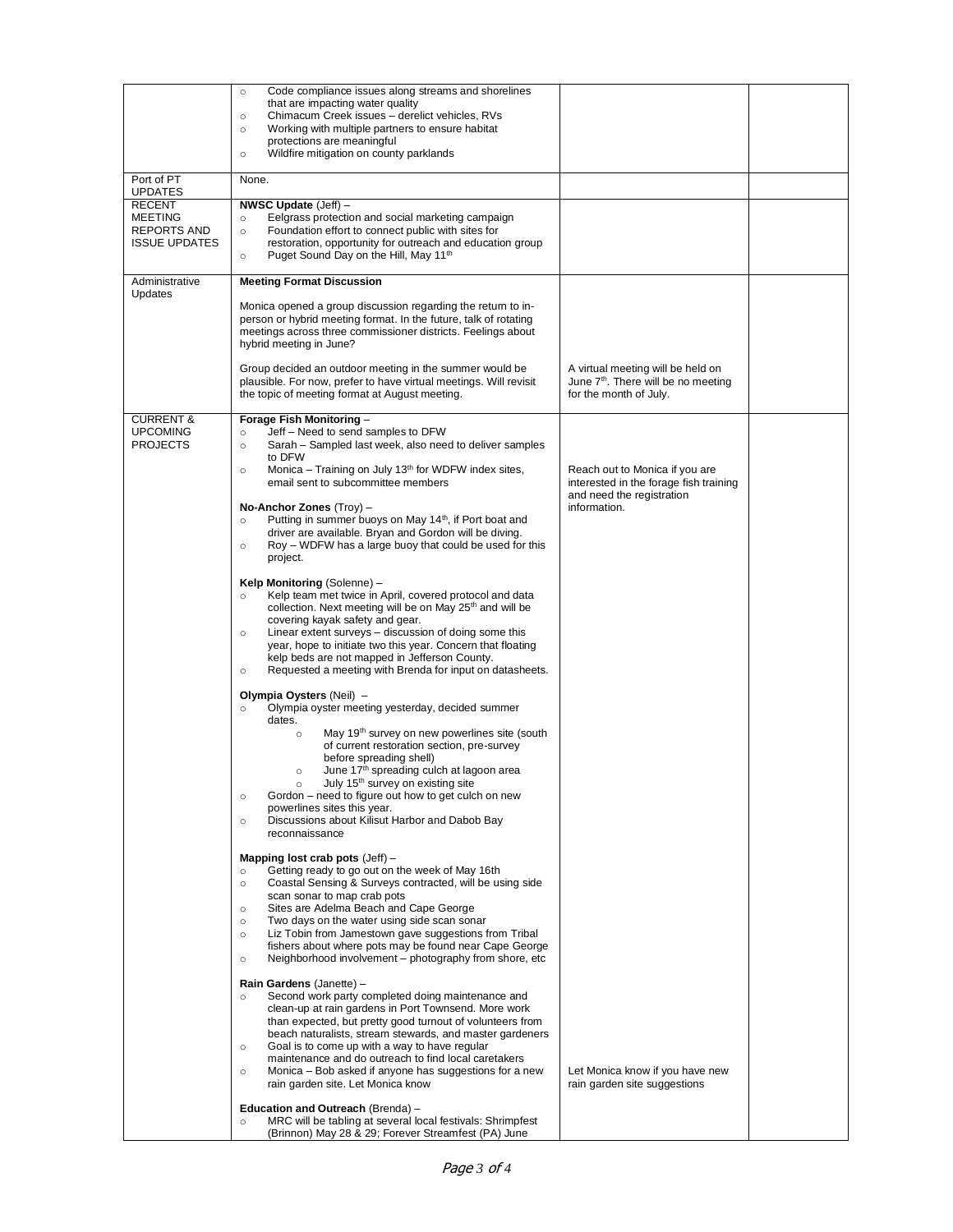| | | | |
|---|---|---|---|
| | ○ Code compliance issues along streams and shorelines that are impacting water quality<br>○ Chimacum Creek issues – derelict vehicles, RVs<br>○ Working with multiple partners to ensure habitat protections are meaningful<br>○ Wildfire mitigation on county parklands | | |
| Port of PT UPDATES | None. | | |
| RECENT MEETING REPORTS AND ISSUE UPDATES | **NWSC Update** (Jeff) –<br>○ Eelgrass protection and social marketing campaign<br>○ Foundation effort to connect public with sites for restoration, opportunity for outreach and education group<br>○ Puget Sound Day on the Hill, May 11th | | |
| Administrative Updates | **Meeting Format Discussion**<br><br>Monica opened a group discussion regarding the return to in-person or hybrid meeting format. In the future, talk of rotating meetings across three commissioner districts. Feelings about hybrid meeting in June?<br><br>Group decided an outdoor meeting in the summer would be plausible. For now, prefer to have virtual meetings. Will revisit the topic of meeting format at August meeting. | A virtual meeting will be held on June 7th. There will be no meeting for the month of July. | |
| CURRENT & UPCOMING PROJECTS | **Forage Fish Monitoring** –<br>○ Jeff – Need to send samples to DFW<br>○ Sarah – Sampled last week, also need to deliver samples to DFW<br>○ Monica – Training on July 13th for WDFW index sites, email sent to subcommittee members<br><br>**No-Anchor Zones** (Troy) –<br>○ Putting in summer buoys on May 14th, if Port boat and driver are available. Bryan and Gordon will be diving.<br>○ Roy – WDFW has a large buoy that could be used for this project.<br><br>**Kelp Monitoring** (Solenne) –<br>○ Kelp team met twice in April, covered protocol and data collection. Next meeting will be on May 25th and will be covering kayak safety and gear.<br>○ Linear extent surveys – discussion of doing some this year, hope to initiate two this year. Concern that floating kelp beds are not mapped in Jefferson County.<br>○ Requested a meeting with Brenda for input on datasheets.<br><br>**Olympia Oysters** (Neil) –<br>○ Olympia oyster meeting yesterday, decided summer dates.<br>&nbsp;&nbsp;&nbsp;&nbsp;○ May 19th survey on new powerlines site (south of current restoration section, pre-survey before spreading shell)<br>&nbsp;&nbsp;&nbsp;&nbsp;○ June 17th spreading culch at lagoon area<br>&nbsp;&nbsp;&nbsp;&nbsp;○ July 15th survey on existing site<br>○ Gordon – need to figure out how to get culch on new powerlines sites this year.<br>○ Discussions about Kilisut Harbor and Dabob Bay reconnaissance<br><br>**Mapping lost crab pots** (Jeff) –<br>○ Getting ready to go out on the week of May 16th<br>○ Coastal Sensing & Surveys contracted, will be using side scan sonar to map crab pots<br>○ Sites are Adelma Beach and Cape George<br>○ Two days on the water using side scan sonar<br>○ Liz Tobin from Jamestown gave suggestions from Tribal fishers about where pots may be found near Cape George<br>○ Neighborhood involvement – photography from shore, etc<br><br>**Rain Gardens** (Janette) –<br>○ Second work party completed doing maintenance and clean-up at rain gardens in Port Townsend. More work than expected, but pretty good turnout of volunteers from beach naturalists, stream stewards, and master gardeners<br>○ Goal is to come up with a way to have regular maintenance and do outreach to find local caretakers<br>○ Monica – Bob asked if anyone has suggestions for a new rain garden site. Let Monica know<br><br>**Education and Outreach** (Brenda) –<br>○ MRC will be tabling at several local festivals: Shrimpfest (Brinnon) May 28 & 29; Forever Streamfest (PA) June | Reach out to Monica if you are interested in the forage fish training and need the registration information.<br><br>Let Monica know if you have new rain garden site suggestions | |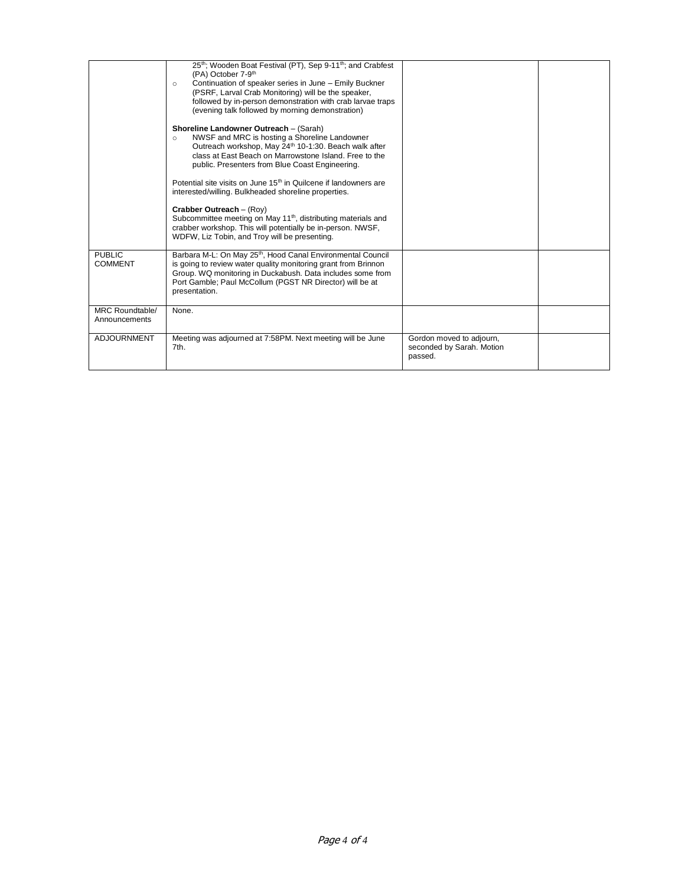| | | | |
|---|---|---|---|
| | 25th; Wooden Boat Festival (PT), Sep 9-11th; and Crabfest (PA) October 7-9th<br>○ Continuation of speaker series in June – Emily Buckner (PSRF, Larval Crab Monitoring) will be the speaker, followed by in-person demonstration with crab larvae traps (evening talk followed by morning demonstration)<br><br>**Shoreline Landowner Outreach** – (Sarah)<br>○ NWSF and MRC is hosting a Shoreline Landowner Outreach workshop, May 24th 10-1:30. Beach walk after class at East Beach on Marrowstone Island. Free to the public. Presenters from Blue Coast Engineering.<br><br>Potential site visits on June 15th in Quilcene if landowners are interested/willing. Bulkheaded shoreline properties.<br><br>**Crabber Outreach** – (Roy)<br>Subcommittee meeting on May 11th, distributing materials and crabber workshop. This will potentially be in-person. NWSF, WDFW, Liz Tobin, and Troy will be presenting. | | |
| PUBLIC COMMENT | Barbara M-L: On May 25th, Hood Canal Environmental Council is going to review water quality monitoring grant from Brinnon Group. WQ monitoring in Duckabush. Data includes some from Port Gamble; Paul McCollum (PGST NR Director) will be at presentation. | | |
| MRC Roundtable/ Announcements | None. | | |
| ADJOURNMENT | Meeting was adjourned at 7:58PM. Next meeting will be June 7th. | Gordon moved to adjourn, seconded by Sarah. Motion passed. | |